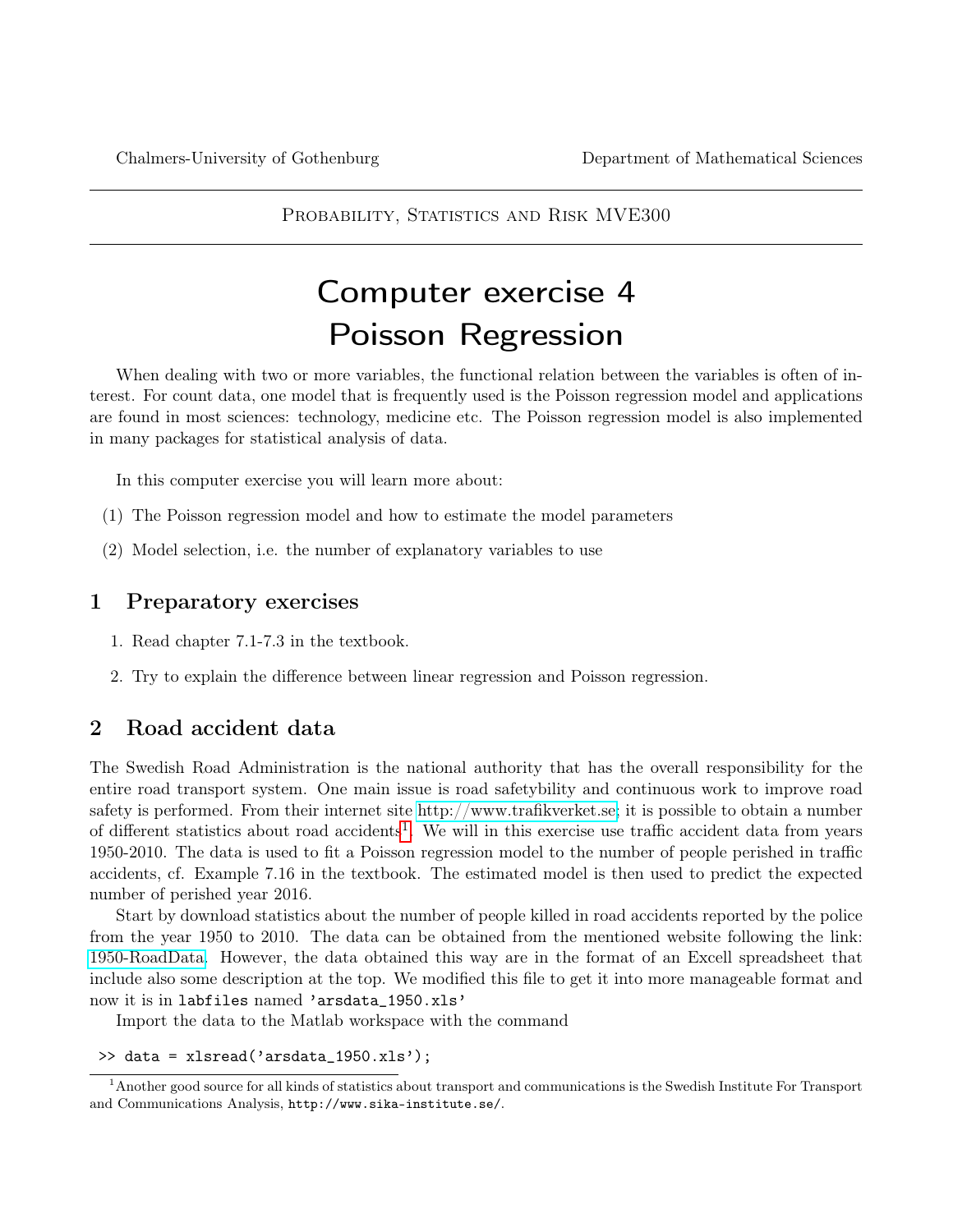Chalmers-University of Gothenburg — Department of Mathematical Sciences

Probability, Statistics and Risk MVE300

# Computer exercise 4
# Poisson Regression

When dealing with two or more variables, the functional relation between the variables is often of interest. For count data, one model that is frequently used is the Poisson regression model and applications are found in most sciences: technology, medicine etc. The Poisson regression model is also implemented in many packages for statistical analysis of data.

In this computer exercise you will learn more about:

(1) The Poisson regression model and how to estimate the model parameters

(2) Model selection, i.e. the number of explanatory variables to use

## 1 Preparatory exercises

1. Read chapter 7.1-7.3 in the textbook.
2. Try to explain the difference between linear regression and Poisson regression.

## 2 Road accident data

The Swedish Road Administration is the national authority that has the overall responsibility for the entire road transport system. One main issue is road safetybility and continuous work to improve road safety is performed. From their internet site http://www.trafikverket.se; it is possible to obtain a number of different statistics about road accidents[1]. We will in this exercise use traffic accident data from years 1950-2010. The data is used to fit a Poisson regression model to the number of people perished in traffic accidents, cf. Example 7.16 in the textbook. The estimated model is then used to predict the expected number of perished year 2016.

Start by download statistics about the number of people killed in road accidents reported by the police from the year 1950 to 2010. The data can be obtained from the mentioned website following the link: 1950-RoadData. However, the data obtained this way are in the format of an Excell spreadsheet that include also some description at the top. We modified this file to get it into more manageable format and now it is in `labfiles` named `'arsdata_1950.xls'`

Import the data to the Matlab workspace with the command

```
>> data = xlsread('arsdata_1950.xls');
```

[1] Another good source for all kinds of statistics about transport and communications is the Swedish Institute For Transport and Communications Analysis, http://www.sika-institute.se/.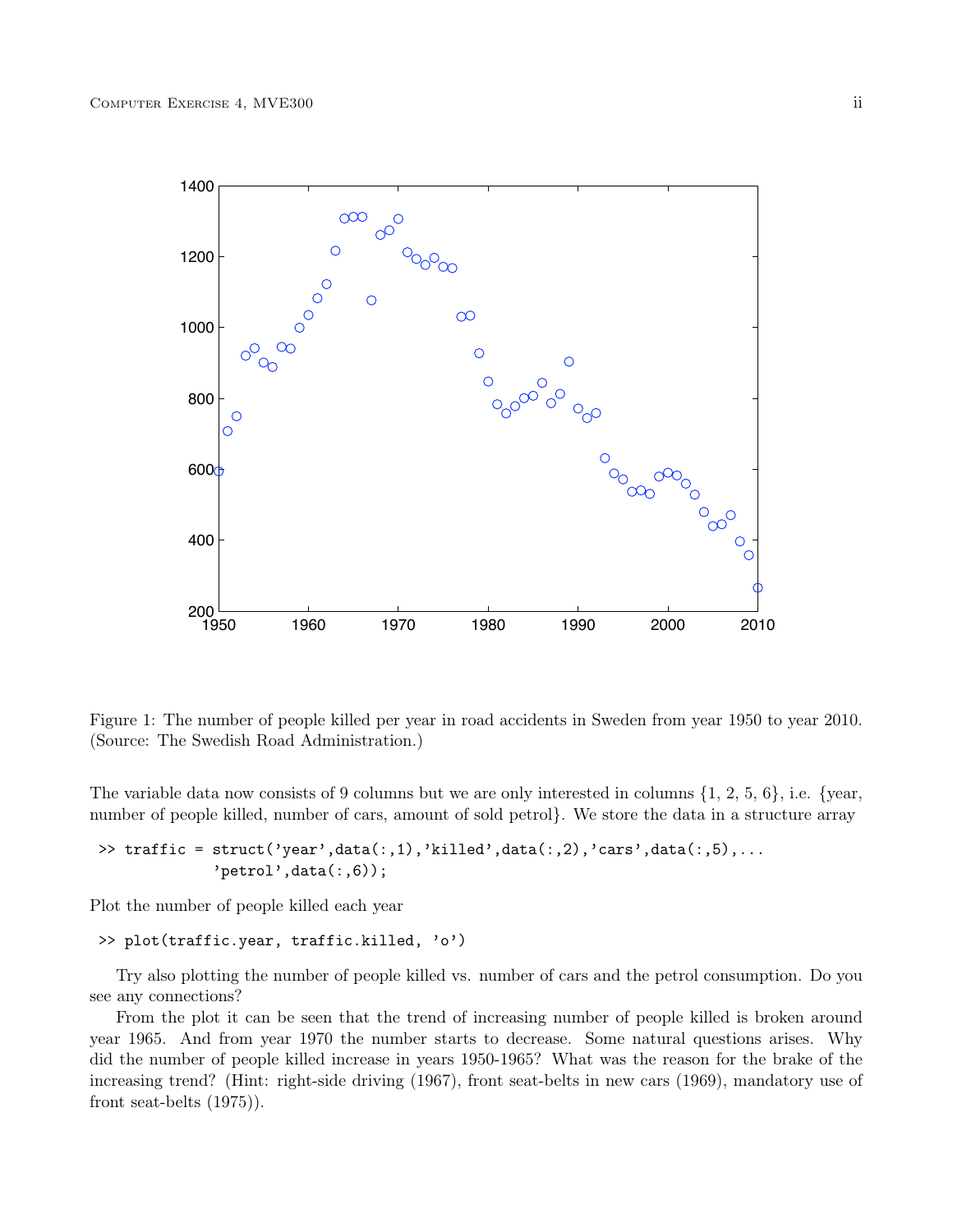Figure 1: The number of people killed per year in road accidents in Sweden from year 1950 to year 2010. (Source: The Swedish Road Administration.)

The variable data now consists of 9 columns but we are only interested in columns {1, 2, 5, 6}, i.e. {year, number of people killed, number of cars, amount of sold petrol}. We store the data in a structure array

```
>> traffic = struct('year',data(:,1),'killed',data(:,2),'cars',data(:,5),...
            'petrol',data(:,6));
```

Plot the number of people killed each year

```
>> plot(traffic.year, traffic.killed, 'o')
```

Try also plotting the number of people killed vs. number of cars and the petrol consumption. Do you see any connections?

From the plot it can be seen that the trend of increasing number of people killed is broken around year 1965. And from year 1970 the number starts to decrease. Some natural questions arises. Why did the number of people killed increase in years 1950-1965? What was the reason for the brake of the increasing trend? (Hint: right-side driving (1967), front seat-belts in new cars (1969), mandatory use of front seat-belts (1975)).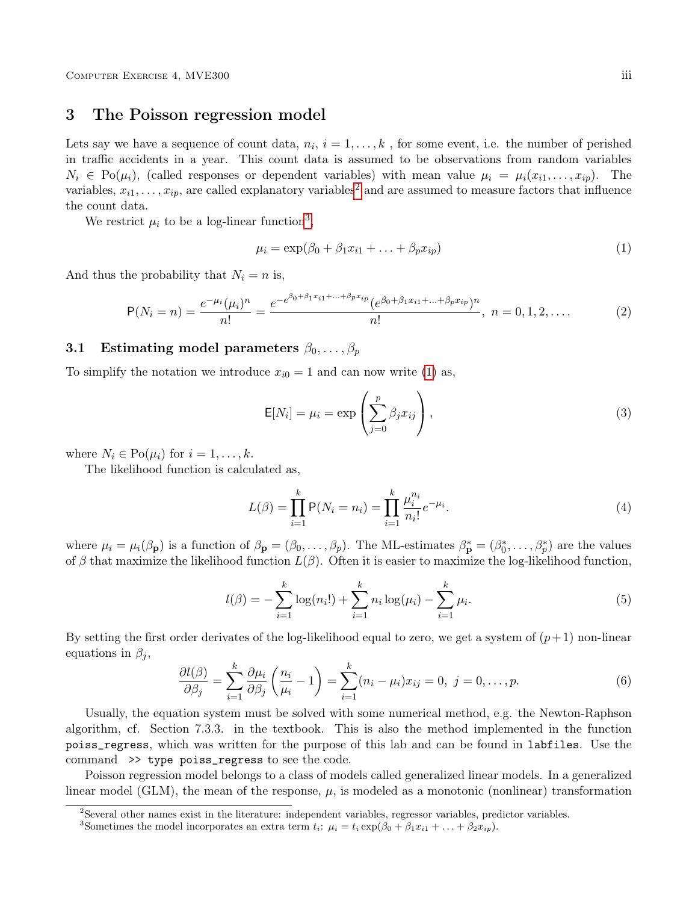## 3 The Poisson regression model

Lets say we have a sequence of count data, $n_i$, $i = 1, \ldots, k$ , for some event, i.e. the number of perished in traffic accidents in a year. This count data is assumed to be observations from random variables $N_i \in \mathrm{Po}(\mu_i)$, (called responses or dependent variables) with mean value $\mu_i = \mu_i(x_{i1}, \ldots, x_{ip})$. The variables, $x_{i1}, \ldots, x_{ip}$, are called explanatory variables[2] and are assumed to measure factors that influence the count data.

We restrict $\mu_i$ to be a log-linear function[3],

$$\mu_i = \exp(\beta_0 + \beta_1 x_{i1} + \ldots + \beta_p x_{ip}) \tag{1}$$

And thus the probability that $N_i = n$ is,

$$\mathsf{P}(N_i = n) = \frac{e^{-\mu_i}(\mu_i)^n}{n!} = \frac{e^{-e^{\beta_0+\beta_1 x_{i1}+\ldots+\beta_p x_{ip}}}(e^{\beta_0+\beta_1 x_{i1}+\ldots+\beta_p x_{ip}})^n}{n!},\ n = 0, 1, 2, \ldots. \tag{2}$$

### 3.1 Estimating model parameters $\beta_0, \ldots, \beta_p$

To simplify the notation we introduce $x_{i0} = 1$ and can now write (1) as,

$$\mathsf{E}[N_i] = \mu_i = \exp\left(\sum_{j=0}^{p} \beta_j x_{ij}\right), \tag{3}$$

where $N_i \in \mathrm{Po}(\mu_i)$ for $i = 1, \ldots, k$.

The likelihood function is calculated as,

$$L(\beta) = \prod_{i=1}^{k} \mathsf{P}(N_i = n_i) = \prod_{i=1}^{k} \frac{\mu_i^{n_i}}{n_i!} e^{-\mu_i}. \tag{4}$$

where $\mu_i = \mu_i(\beta_{\mathbf{p}})$ is a function of $\beta_{\mathbf{p}} = (\beta_0, \ldots, \beta_p)$. The ML-estimates $\beta^*_{\mathbf{p}} = (\beta^*_0, \ldots, \beta^*_p)$ are the values of $\beta$ that maximize the likelihood function $L(\beta)$. Often it is easier to maximize the log-likelihood function,

$$l(\beta) = -\sum_{i=1}^{k} \log(n_i!) + \sum_{i=1}^{k} n_i \log(\mu_i) - \sum_{i=1}^{k} \mu_i. \tag{5}$$

By setting the first order derivates of the log-likelihood equal to zero, we get a system of $(p+1)$ non-linear equations in $\beta_j$,

$$\frac{\partial l(\beta)}{\partial \beta_j} = \sum_{i=1}^{k} \frac{\partial \mu_i}{\partial \beta_j}\left(\frac{n_i}{\mu_i} - 1\right) = \sum_{i=1}^{k} (n_i - \mu_i) x_{ij} = 0,\ j = 0, \ldots, p. \tag{6}$$

Usually, the equation system must be solved with some numerical method, e.g. the Newton-Raphson algorithm, cf. Section 7.3.3. in the textbook. This is also the method implemented in the function `poiss_regress`, which was written for the purpose of this lab and can be found in `labfiles`. Use the command `>> type poiss_regress` to see the code.

Poisson regression model belongs to a class of models called generalized linear models. In a generalized linear model (GLM), the mean of the response, $\mu$, is modeled as a monotonic (nonlinear) transformation

---

[2] Several other names exist in the literature: independent variables, regressor variables, predictor variables.

[3] Sometimes the model incorporates an extra term $t_i$: $\mu_i = t_i \exp(\beta_0 + \beta_1 x_{i1} + \ldots + \beta_2 x_{ip})$.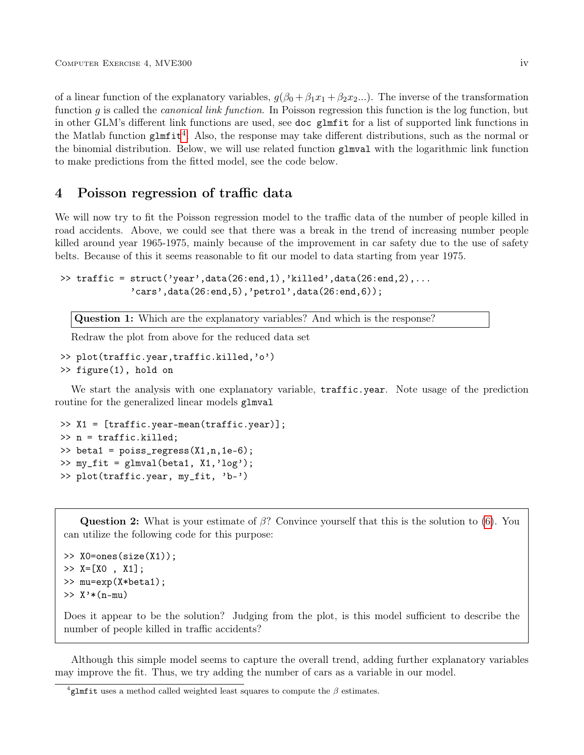of a linear function of the explanatory variables, $g(\beta_0 + \beta_1 x_1 + \beta_2 x_2 ...)$. The inverse of the transformation function $g$ is called the *canonical link function*. In Poisson regression this function is the log function, but in other GLM's different link functions are used, see `doc glmfit` for a list of supported link functions in the Matlab function `glmfit`[4]. Also, the response may take different distributions, such as the normal or the binomial distribution. Below, we will use related function `glmval` with the logarithmic link function to make predictions from the fitted model, see the code below.

## 4 Poisson regression of traffic data

We will now try to fit the Poisson regression model to the traffic data of the number of people killed in road accidents. Above, we could see that there was a break in the trend of increasing number people killed around year 1965-1975, mainly because of the improvement in car safety due to the use of safety belts. Because of this it seems reasonable to fit our model to data starting from year 1975.

```
>> traffic = struct('year',data(26:end,1),'killed',data(26:end,2),...
            'cars',data(26:end,5),'petrol',data(26:end,6));
```

> **Question 1:** Which are the explanatory variables? And which is the response?

Redraw the plot from above for the reduced data set

```
>> plot(traffic.year,traffic.killed,'o')
>> figure(1), hold on
```

We start the analysis with one explanatory variable, `traffic.year`. Note usage of the prediction routine for the generalized linear models `glmval`

```
>> X1 = [traffic.year-mean(traffic.year)];
>> n = traffic.killed;
>> beta1 = poiss_regress(X1,n,1e-6);
>> my_fit = glmval(beta1, X1,'log');
>> plot(traffic.year, my_fit, 'b-')
```

> **Question 2:** What is your estimate of $\beta$? Convince yourself that this is the solution to (6). You can utilize the following code for this purpose:
>
> ```
> >> X0=ones(size(X1));
> >> X=[X0 , X1];
> >> mu=exp(X*beta1);
> >> X'*(n-mu)
> ```
>
> Does it appear to be the solution? Judging from the plot, is this model sufficient to describe the number of people killed in traffic accidents?

Although this simple model seems to capture the overall trend, adding further explanatory variables may improve the fit. Thus, we try adding the number of cars as a variable in our model.

[4] `glmfit` uses a method called weighted least squares to compute the $\beta$ estimates.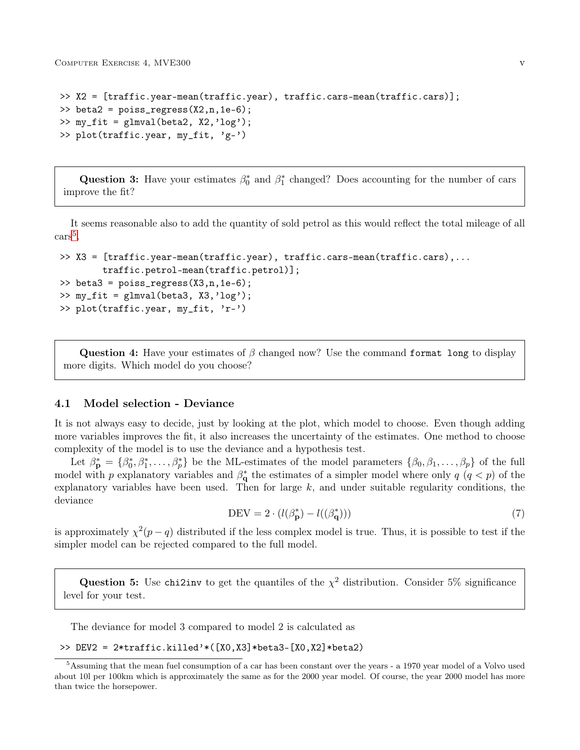```
>> X2 = [traffic.year-mean(traffic.year), traffic.cars-mean(traffic.cars)];
>> beta2 = poiss_regress(X2,n,1e-6);
>> my_fit = glmval(beta2, X2,'log');
>> plot(traffic.year, my_fit, 'g-')
```

> **Question 3:** Have your estimates $\beta_0^*$ and $\beta_1^*$ changed? Does accounting for the number of cars improve the fit?

It seems reasonable also to add the quantity of sold petrol as this would reflect the total mileage of all cars[5].

```
>> X3 = [traffic.year-mean(traffic.year), traffic.cars-mean(traffic.cars),...
        traffic.petrol-mean(traffic.petrol)];
>> beta3 = poiss_regress(X3,n,1e-6);
>> my_fit = glmval(beta3, X3,'log');
>> plot(traffic.year, my_fit, 'r-')
```

> **Question 4:** Have your estimates of $\beta$ changed now? Use the command `format long` to display more digits. Which model do you choose?

### 4.1 Model selection - Deviance

It is not always easy to decide, just by looking at the plot, which model to choose. Even though adding more variables improves the fit, it also increases the uncertainty of the estimates. One method to choose complexity of the model is to use the deviance and a hypothesis test.

Let $\beta^*_{\mathbf{p}} = \{\beta_0^*, \beta_1^*, \ldots, \beta_p^*\}$ be the ML-estimates of the model parameters $\{\beta_0, \beta_1, \ldots, \beta_p\}$ of the full model with $p$ explanatory variables and $\beta^*_{\mathbf{q}}$ the estimates of a simpler model where only $q$ ($q < p$) of the explanatory variables have been used. Then for large $k$, and under suitable regularity conditions, the deviance

$$\text{DEV} = 2 \cdot (l(\beta^*_{\mathbf{p}}) - l((\beta^*_{\mathbf{q}}))) \tag{7}$$

is approximately $\chi^2(p - q)$ distributed if the less complex model is true. Thus, it is possible to test if the simpler model can be rejected compared to the full model.

> **Question 5:** Use `chi2inv` to get the quantiles of the $\chi^2$ distribution. Consider 5% significance level for your test.

The deviance for model 3 compared to model 2 is calculated as

```
>> DEV2 = 2*traffic.killed'*([X0,X3]*beta3-[X0,X2]*beta2)
```

---

[5] Assuming that the mean fuel consumption of a car has been constant over the years - a 1970 year model of a Volvo used about 10l per 100km which is approximately the same as for the 2000 year model. Of course, the year 2000 model has more than twice the horsepower.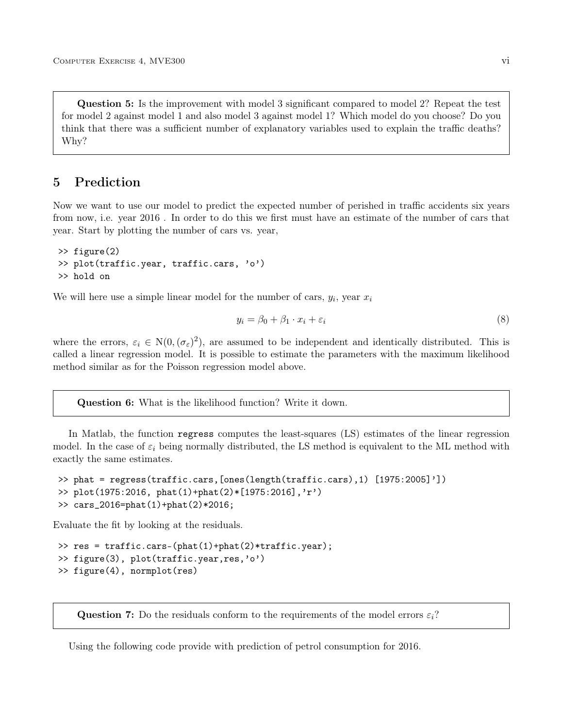**Question 5:** Is the improvement with model 3 significant compared to model 2? Repeat the test for model 2 against model 1 and also model 3 against model 1? Which model do you choose? Do you think that there was a sufficient number of explanatory variables used to explain the traffic deaths? Why?

## 5 Prediction

Now we want to use our model to predict the expected number of perished in traffic accidents six years from now, i.e. year 2016 . In order to do this we first must have an estimate of the number of cars that year. Start by plotting the number of cars vs. year,

```
>> figure(2)
>> plot(traffic.year, traffic.cars, 'o')
>> hold on
```

We will here use a simple linear model for the number of cars, $y_i$, year $x_i$

$$y_i = \beta_0 + \beta_1 \cdot x_i + \varepsilon_i \tag{8}$$

where the errors, $\varepsilon_i \in \mathrm{N}(0, (\sigma_\varepsilon)^2)$, are assumed to be independent and identically distributed. This is called a linear regression model. It is possible to estimate the parameters with the maximum likelihood method similar as for the Poisson regression model above.

**Question 6:** What is the likelihood function? Write it down.

In Matlab, the function `regress` computes the least-squares (LS) estimates of the linear regression model. In the case of $\varepsilon_i$ being normally distributed, the LS method is equivalent to the ML method with exactly the same estimates.

```
>> phat = regress(traffic.cars,[ones(length(traffic.cars),1) [1975:2005]'])
>> plot(1975:2016, phat(1)+phat(2)*[1975:2016],'r')
>> cars_2016=phat(1)+phat(2)*2016;
```

Evaluate the fit by looking at the residuals.

```
>> res = traffic.cars-(phat(1)+phat(2)*traffic.year);
>> figure(3), plot(traffic.year,res,'o')
>> figure(4), normplot(res)
```

**Question 7:** Do the residuals conform to the requirements of the model errors $\varepsilon_i$?

Using the following code provide with prediction of petrol consumption for 2016.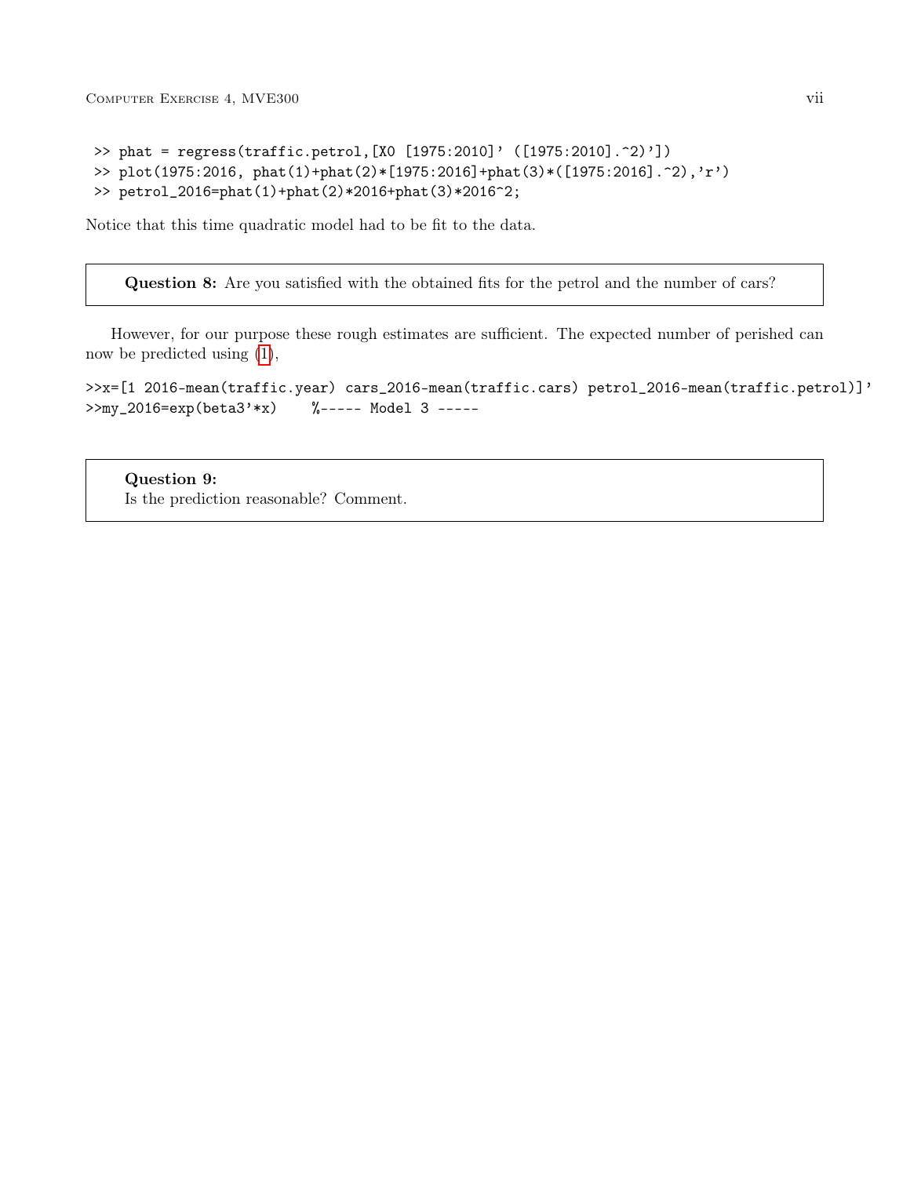```
>> phat = regress(traffic.petrol,[X0 [1975:2010]' ([1975:2010].^2)'])
>> plot(1975:2016, phat(1)+phat(2)*[1975:2016]+phat(3)*([1975:2016].^2),'r')
>> petrol_2016=phat(1)+phat(2)*2016+phat(3)*2016^2;
```

Notice that this time quadratic model had to be fit to the data.

> **Question 8:** Are you satisfied with the obtained fits for the petrol and the number of cars?

However, for our purpose these rough estimates are sufficient. The expected number of perished can now be predicted using (1),

```
>>x=[1 2016-mean(traffic.year) cars_2016-mean(traffic.cars) petrol_2016-mean(traffic.petrol)]'
>>my_2016=exp(beta3'*x)    %----- Model 3 -----
```

> **Question 9:**
> Is the prediction reasonable? Comment.